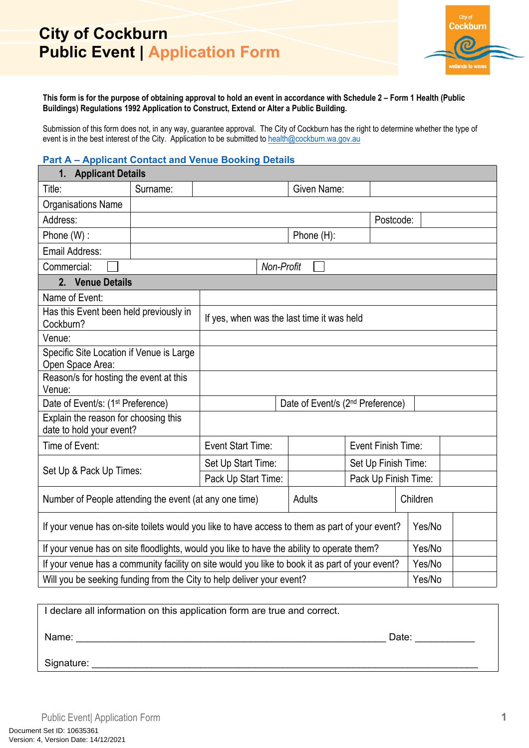# City of Cockburn
# Public Event | Application Form

**This form is for the purpose of obtaining approval to hold an event in accordance with Schedule 2 – Form 1 Health (Public Buildings) Regulations 1992 Application to Construct, Extend or Alter a Public Building.**

Submission of this form does not, in any way, guarantee approval. The City of Cockburn has the right to determine whether the type of event is in the best interest of the City. Application to be submitted to health@cockburn.wa.gov.au

## Part A – Applicant Contact and Venue Booking Details

| **1. Applicant Details** | | | | | |
|---|---|---|---|---|---|
| Title: | Surname: | | Given Name: | | |
| Organisations Name | | | | | |
| Address: | | | | Postcode: | |
| Phone (W) : | | | Phone (H): | | |
| Email Address: | | | | | |
| Commercial: ☐ | | *Non-Profit* ☐ | | | |

| **2. Venue Details** | | | | |
|---|---|---|---|---|
| Name of Event: | | | | |
| Has this Event been held previously in Cockburn? | If yes, when was the last time it was held | | | |
| Venue: | | | | |
| Specific Site Location if Venue is Large Open Space Area: | | | | |
| Reason/s for hosting the event at this Venue: | | | | |
| Date of Event/s: (1st Preference) | | Date of Event/s (2nd Preference) | | |
| Explain the reason for choosing this date to hold your event? | | | | |
| Time of Event: | Event Start Time: | | Event Finish Time: | |
| Set Up & Pack Up Times: | Set Up Start Time: | | Set Up Finish Time: | |
| | Pack Up Start Time: | | Pack Up Finish Time: | |
| Number of People attending the event (at any one time) | Adults | | Children | |

| | | |
|---|---|---|
| If your venue has on-site toilets would you like to have access to them as part of your event? | Yes/No | |
| If your venue has on site floodlights, would you like to have the ability to operate them? | Yes/No | |
| If your venue has a community facility on site would you like to book it as part of your event? | Yes/No | |
| Will you be seeking funding from the City to help deliver your event? | Yes/No | |

I declare all information on this application form are true and correct.

Name: _______________________________________________ Date: ___________

Signature: ____________________________________________________________

Document Set ID: 10635361
Version: 4, Version Date: 14/12/2021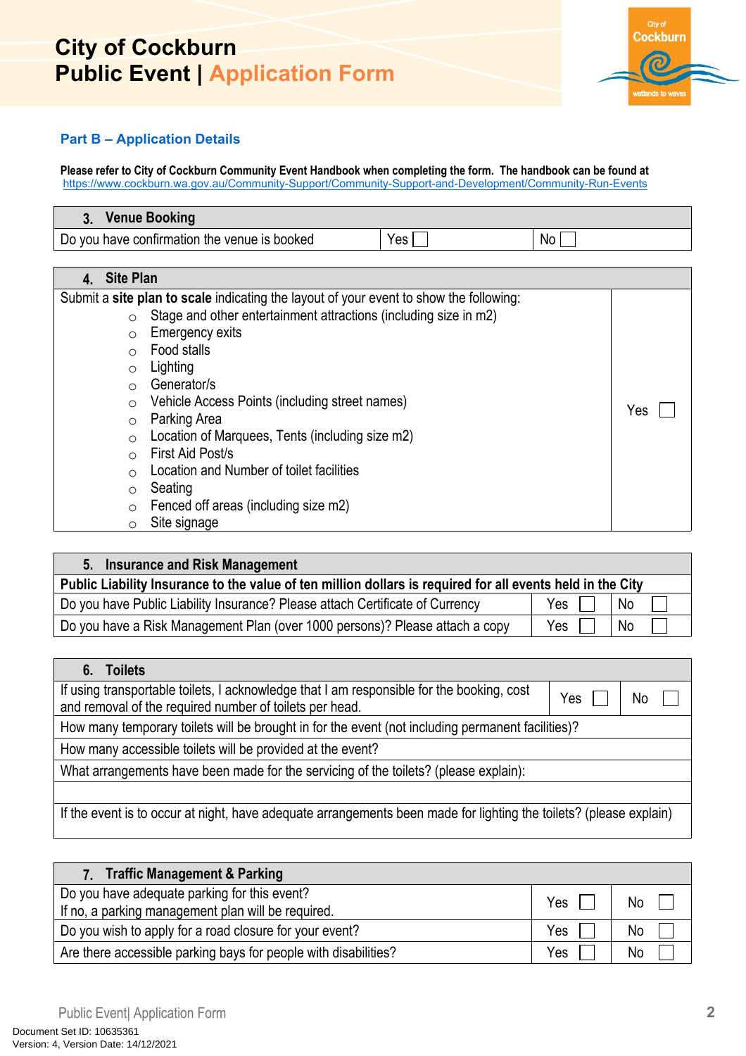# City of Cockburn
# Public Event | Application Form

## Part B – Application Details

**Please refer to City of Cockburn Community Event Handbook when completing the form. The handbook can be found at** https://www.cockburn.wa.gov.au/Community-Support/Community-Support-and-Development/Community-Run-Events

| **3. Venue Booking** | | |
|---|---|---|
| Do you have confirmation the venue is booked | Yes ☐ | No ☐ |

| **4. Site Plan** | |
|---|---|
| Submit a **site plan to scale** indicating the layout of your event to show the following:<br>○ Stage and other entertainment attractions (including size in m2)<br>○ Emergency exits<br>○ Food stalls<br>○ Lighting<br>○ Generator/s<br>○ Vehicle Access Points (including street names)<br>○ Parking Area<br>○ Location of Marquees, Tents (including size m2)<br>○ First Aid Post/s<br>○ Location and Number of toilet facilities<br>○ Seating<br>○ Fenced off areas (including size m2)<br>○ Site signage | Yes ☐ |

| **5. Insurance and Risk Management** | | |
|---|---|---|
| **Public Liability Insurance to the value of ten million dollars is required for all events held in the City** | | |
| Do you have Public Liability Insurance? Please attach Certificate of Currency | Yes ☐ | No ☐ |
| Do you have a Risk Management Plan (over 1000 persons)? Please attach a copy | Yes ☐ | No ☐ |

| **6. Toilets** | | |
|---|---|---|
| If using transportable toilets, I acknowledge that I am responsible for the booking, cost and removal of the required number of toilets per head. | Yes ☐ | No ☐ |
| How many temporary toilets will be brought in for the event (not including permanent facilities)? | | |
| How many accessible toilets will be provided at the event? | | |
| What arrangements have been made for the servicing of the toilets? (please explain): | | |
| | | |
| If the event is to occur at night, have adequate arrangements been made for lighting the toilets? (please explain) | | |

| **7. Traffic Management & Parking** | | |
|---|---|---|
| Do you have adequate parking for this event?<br>If no, a parking management plan will be required. | Yes ☐ | No ☐ |
| Do you wish to apply for a road closure for your event? | Yes ☐ | No ☐ |
| Are there accessible parking bays for people with disabilities? | Yes ☐ | No ☐ |

Document Set ID: 10635361
Version: 4, Version Date: 14/12/2021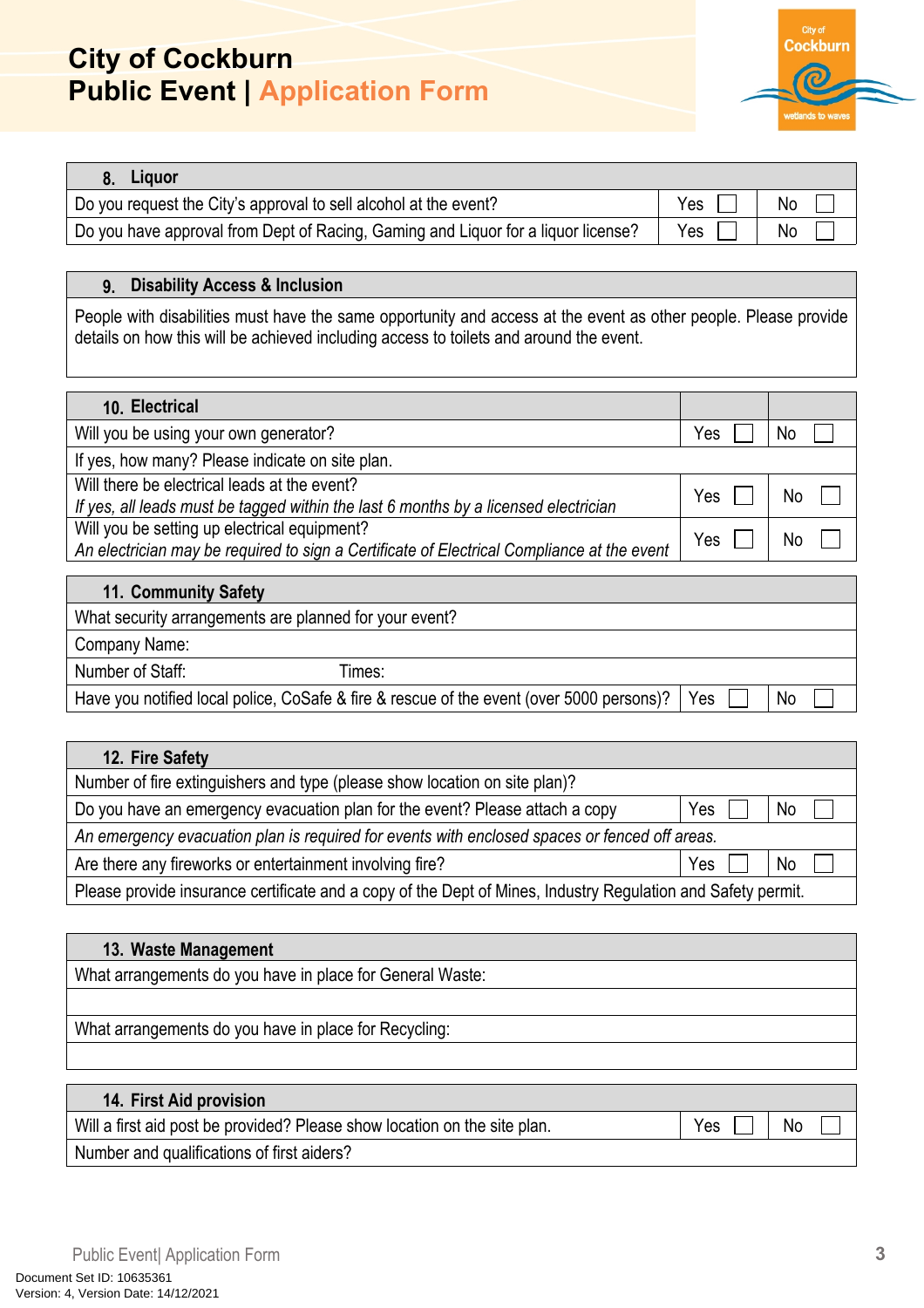# City of Cockburn
# Public Event | Application Form

| 8. Liquor | | |
|---|---|---|
| Do you request the City's approval to sell alcohol at the event? | Yes ☐ | No ☐ |
| Do you have approval from Dept of Racing, Gaming and Liquor for a liquor license? | Yes ☐ | No ☐ |

| 9. Disability Access & Inclusion |
|---|
| People with disabilities must have the same opportunity and access at the event as other people. Please provide details on how this will be achieved including access to toilets and around the event. |

| 10. Electrical | | |
|---|---|---|
| Will you be using your own generator? | Yes ☐ | No ☐ |
| If yes, how many? Please indicate on site plan. | | |
| Will there be electrical leads at the event?<br>*If yes, all leads must be tagged within the last 6 months by a licensed electrician* | Yes ☐ | No ☐ |
| Will you be setting up electrical equipment?<br>*An electrician may be required to sign a Certificate of Electrical Compliance at the event* | Yes ☐ | No ☐ |

| 11. Community Safety | | |
|---|---|---|
| What security arrangements are planned for your event? | | |
| Company Name: | | |
| Number of Staff: Times: | | |
| Have you notified local police, CoSafe & fire & rescue of the event (over 5000 persons)? | Yes ☐ | No ☐ |

| 12. Fire Safety | | |
|---|---|---|
| Number of fire extinguishers and type (please show location on site plan)? | | |
| Do you have an emergency evacuation plan for the event? Please attach a copy | Yes ☐ | No ☐ |
| *An emergency evacuation plan is required for events with enclosed spaces or fenced off areas.* | | |
| Are there any fireworks or entertainment involving fire? | Yes ☐ | No ☐ |
| Please provide insurance certificate and a copy of the Dept of Mines, Industry Regulation and Safety permit. | | |

| 13. Waste Management |
|---|
| What arrangements do you have in place for General Waste: |
| |
| What arrangements do you have in place for Recycling: |
| |

| 14. First Aid provision | | |
|---|---|---|
| Will a first aid post be provided? Please show location on the site plan. | Yes ☐ | No ☐ |
| Number and qualifications of first aiders? | | |

Document Set ID: 10635361
Version: 4, Version Date: 14/12/2021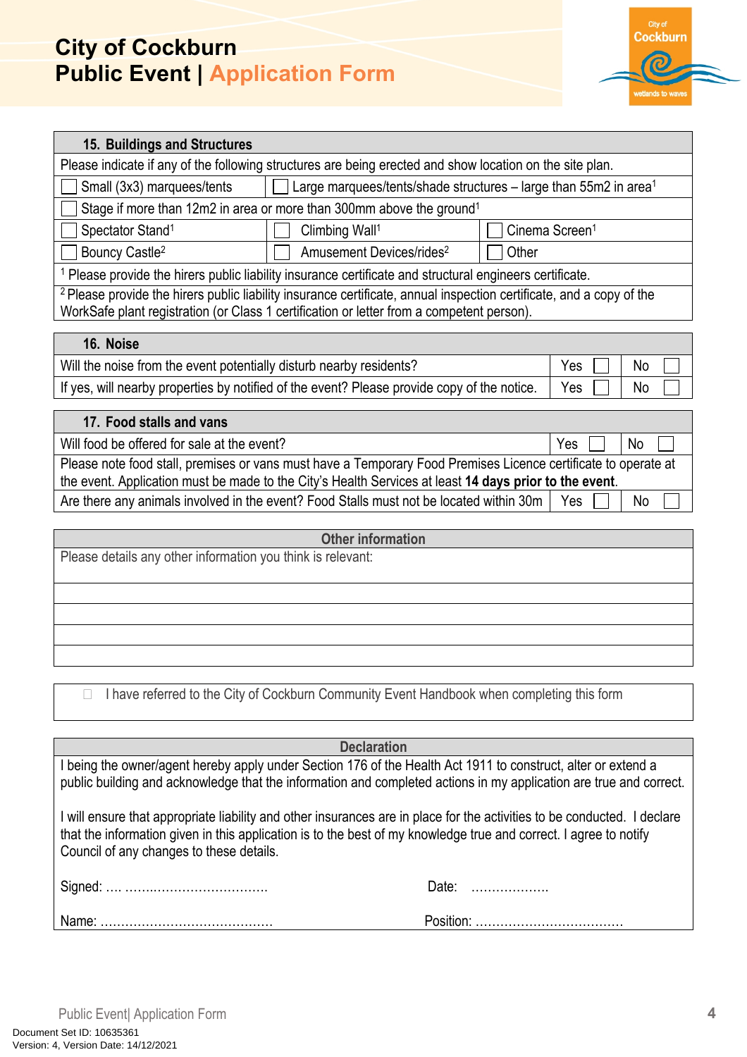# City of Cockburn
# Public Event | Application Form

| 15. Buildings and Structures | | |
|---|---|---|
| Please indicate if any of the following structures are being erected and show location on the site plan. | | |
| ☐ Small (3x3) marquees/tents | ☐ Large marquees/tents/shade structures – large than 55m2 in area[1] | |
| ☐ Stage if more than 12m2 in area or more than 300mm above the ground[1] | | |
| ☐ Spectator Stand[1] | ☐ Climbing Wall[1] | ☐ Cinema Screen[1] |
| ☐ Bouncy Castle[2] | ☐ Amusement Devices/rides[2] | ☐ Other |
| [1] Please provide the hirers public liability insurance certificate and structural engineers certificate. | | |
| [2] Please provide the hirers public liability insurance certificate, annual inspection certificate, and a copy of the WorkSafe plant registration (or Class 1 certification or letter from a competent person). | | |

| 16. Noise | | |
|---|---|---|
| Will the noise from the event potentially disturb nearby residents? | Yes ☐ | No ☐ |
| If yes, will nearby properties by notified of the event? Please provide copy of the notice. | Yes ☐ | No ☐ |

| 17. Food stalls and vans | | |
|---|---|---|
| Will food be offered for sale at the event? | Yes ☐ | No ☐ |
| Please note food stall, premises or vans must have a Temporary Food Premises Licence certificate to operate at the event. Application must be made to the City's Health Services at least **14 days prior to the event**. | | |
| Are there any animals involved in the event? Food Stalls must not be located within 30m | Yes ☐ | No ☐ |

| Other information |
|---|
| Please details any other information you think is relevant: |
| |
| |
| |
| |

☐ I have referred to the City of Cockburn Community Event Handbook when completing this form

## Declaration

I being the owner/agent hereby apply under Section 176 of the Health Act 1911 to construct, alter or extend a public building and acknowledge that the information and completed actions in my application are true and correct.

I will ensure that appropriate liability and other insurances are in place for the activities to be conducted. I declare that the information given in this application is to the best of my knowledge true and correct. I agree to notify Council of any changes to these details.

Signed: …. ……………………………… Date: ……………….

Name: …………………………………… Position: ………………………………

Document Set ID: 10635361
Version: 4, Version Date: 14/12/2021